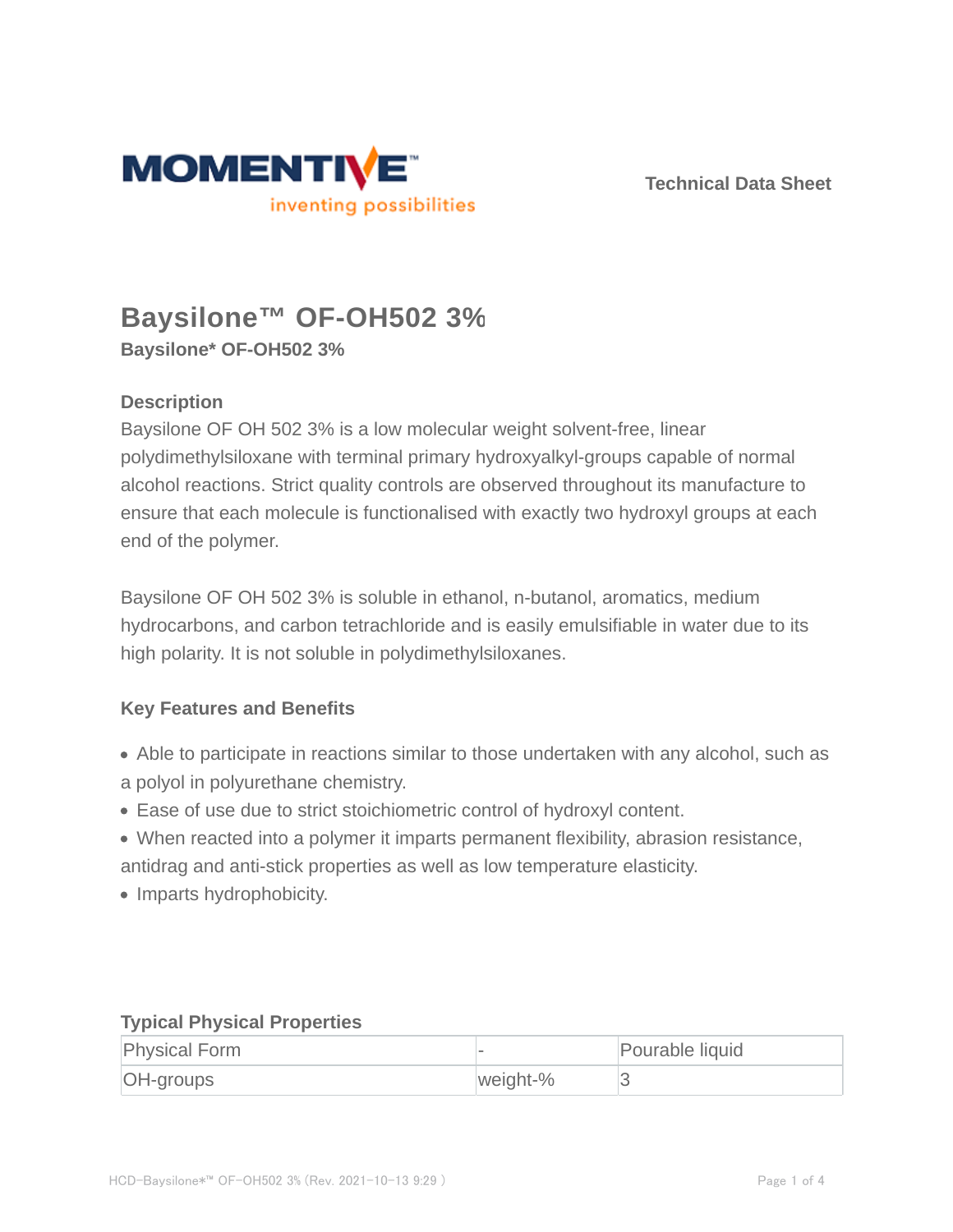MOMENTIVE
inventing possibilities

Technical Data Sheet

# Baysilone™ OF-OH502 3%

**Baysilone* OF-OH502 3%**

### Description

Baysilone OF OH 502 3% is a low molecular weight solvent-free, linear polydimethylsiloxane with terminal primary hydroxyalkyl-groups capable of normal alcohol reactions. Strict quality controls are observed throughout its manufacture to ensure that each molecule is functionalised with exactly two hydroxyl groups at each end of the polymer.

Baysilone OF OH 502 3% is soluble in ethanol, n-butanol, aromatics, medium hydrocarbons, and carbon tetrachloride and is easily emulsifiable in water due to its high polarity. It is not soluble in polydimethylsiloxanes.

### Key Features and Benefits

- Able to participate in reactions similar to those undertaken with any alcohol, such as a polyol in polyurethane chemistry.
- Ease of use due to strict stoichiometric control of hydroxyl content.
- When reacted into a polymer it imparts permanent flexibility, abrasion resistance, antidrag and anti-stick properties as well as low temperature elasticity.
- Imparts hydrophobicity.

### Typical Physical Properties

| Physical Form | - | Pourable liquid |
|---|---|---|
| OH-groups | weight-% | 3 |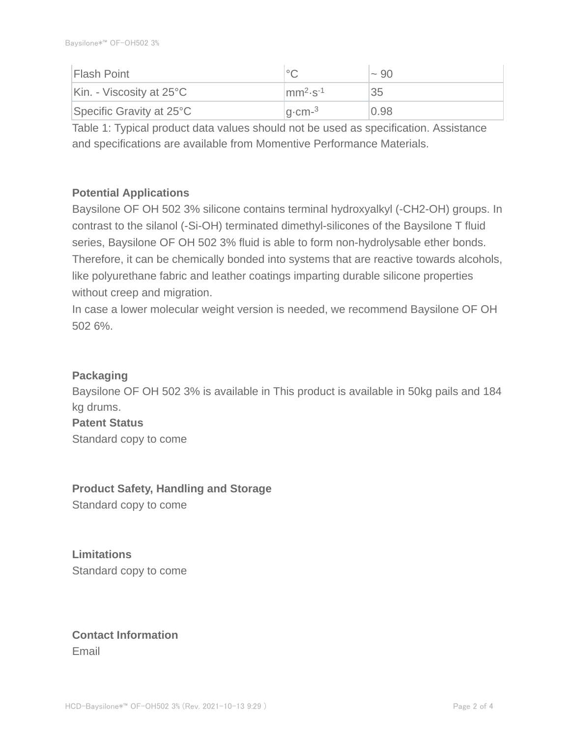| Flash Point | °C | ~ 90 |
|---|---|---|
| Kin. - Viscosity at 25°C | $mm^2 \cdot s^{-1}$ | 35 |
| Specific Gravity at 25°C | $g \cdot cm^{-3}$ | 0.98 |

Table 1: Typical product data values should not be used as specification. Assistance and specifications are available from Momentive Performance Materials.

**Potential Applications**

Baysilone OF OH 502 3% silicone contains terminal hydroxyalkyl (-CH2-OH) groups. In contrast to the silanol (-Si-OH) terminated dimethyl-silicones of the Baysilone T fluid series, Baysilone OF OH 502 3% fluid is able to form non-hydrolysable ether bonds. Therefore, it can be chemically bonded into systems that are reactive towards alcohols, like polyurethane fabric and leather coatings imparting durable silicone properties without creep and migration.

In case a lower molecular weight version is needed, we recommend Baysilone OF OH 502 6%.

**Packaging**

Baysilone OF OH 502 3% is available in This product is available in 50kg pails and 184 kg drums.

**Patent Status**

Standard copy to come

**Product Safety, Handling and Storage**

Standard copy to come

**Limitations**

Standard copy to come

**Contact Information**

Email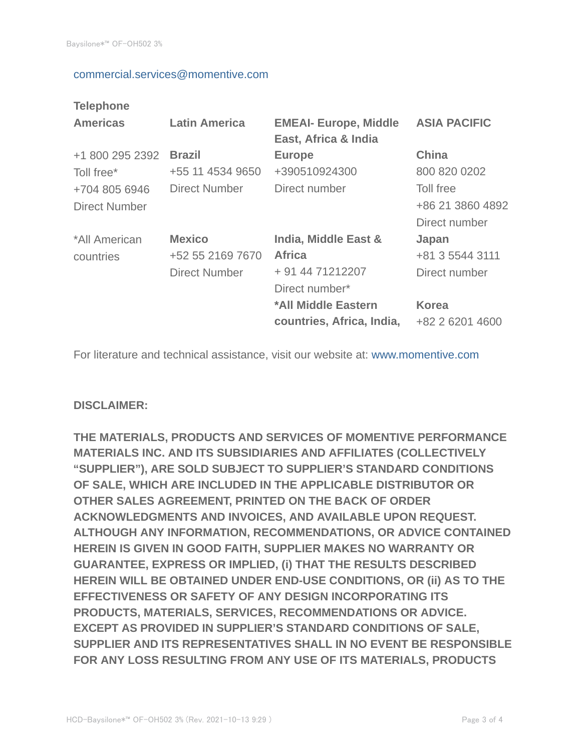commercial.services@momentive.com

**Telephone**

| **Americas** | **Latin America** | **EMEAI- Europe, Middle East, Africa & India** | **ASIA PACIFIC** |
|---|---|---|---|
| +1 800 295 2392<br>Toll free*<br>+704 805 6946<br>Direct Number | **Brazil**<br>+55 11 4534 9650<br>Direct Number | **Europe**<br>+390510924300<br>Direct number | **China**<br>800 820 0202<br>Toll free<br>+86 21 3860 4892<br>Direct number |
| *All American countries | **Mexico**<br>+52 55 2169 7670<br>Direct Number | **India, Middle East & Africa**<br>+ 91 44 71212207<br>Direct number* | **Japan**<br>+81 3 5544 3111<br>Direct number |
| | | ***All Middle Eastern countries, Africa, India,** | **Korea**<br>+82 2 6201 4600 |

For literature and technical assistance, visit our website at: www.momentive.com

**DISCLAIMER:**

**THE MATERIALS, PRODUCTS AND SERVICES OF MOMENTIVE PERFORMANCE MATERIALS INC. AND ITS SUBSIDIARIES AND AFFILIATES (COLLECTIVELY "SUPPLIER"), ARE SOLD SUBJECT TO SUPPLIER'S STANDARD CONDITIONS OF SALE, WHICH ARE INCLUDED IN THE APPLICABLE DISTRIBUTOR OR OTHER SALES AGREEMENT, PRINTED ON THE BACK OF ORDER ACKNOWLEDGMENTS AND INVOICES, AND AVAILABLE UPON REQUEST. ALTHOUGH ANY INFORMATION, RECOMMENDATIONS, OR ADVICE CONTAINED HEREIN IS GIVEN IN GOOD FAITH, SUPPLIER MAKES NO WARRANTY OR GUARANTEE, EXPRESS OR IMPLIED, (i) THAT THE RESULTS DESCRIBED HEREIN WILL BE OBTAINED UNDER END-USE CONDITIONS, OR (ii) AS TO THE EFFECTIVENESS OR SAFETY OF ANY DESIGN INCORPORATING ITS PRODUCTS, MATERIALS, SERVICES, RECOMMENDATIONS OR ADVICE. EXCEPT AS PROVIDED IN SUPPLIER'S STANDARD CONDITIONS OF SALE, SUPPLIER AND ITS REPRESENTATIVES SHALL IN NO EVENT BE RESPONSIBLE FOR ANY LOSS RESULTING FROM ANY USE OF ITS MATERIALS, PRODUCTS**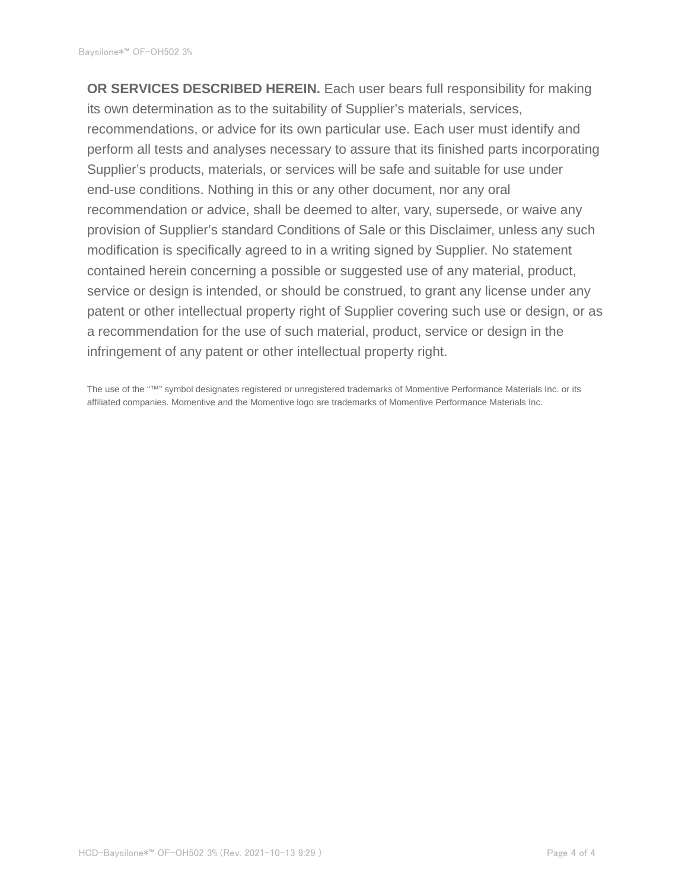**OR SERVICES DESCRIBED HEREIN.** Each user bears full responsibility for making its own determination as to the suitability of Supplier's materials, services, recommendations, or advice for its own particular use. Each user must identify and perform all tests and analyses necessary to assure that its finished parts incorporating Supplier's products, materials, or services will be safe and suitable for use under end-use conditions. Nothing in this or any other document, nor any oral recommendation or advice, shall be deemed to alter, vary, supersede, or waive any provision of Supplier's standard Conditions of Sale or this Disclaimer, unless any such modification is specifically agreed to in a writing signed by Supplier. No statement contained herein concerning a possible or suggested use of any material, product, service or design is intended, or should be construed, to grant any license under any patent or other intellectual property right of Supplier covering such use or design, or as a recommendation for the use of such material, product, service or design in the infringement of any patent or other intellectual property right.

The use of the "™" symbol designates registered or unregistered trademarks of Momentive Performance Materials Inc. or its affiliated companies. Momentive and the Momentive logo are trademarks of Momentive Performance Materials Inc.